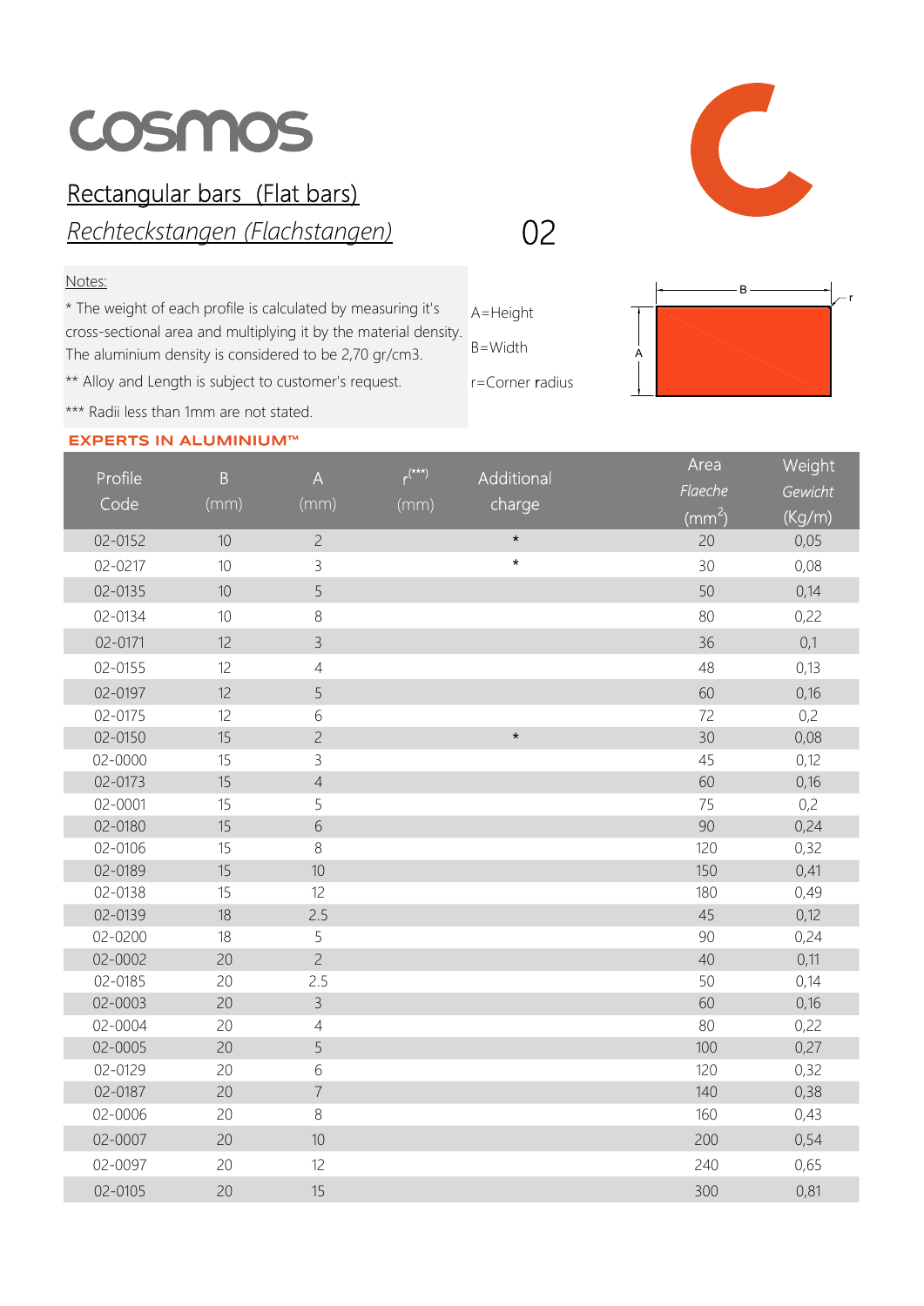# cosmos

## Rectangular bars (Flat bars)

## *Rechteckstangen (Flachstangen)*

02

Notes:

* The weight of each profile is calculated by measuring it's cross-sectional area and multiplying it by the material density. The aluminium density is considered to be 2,70 gr/cm3.

** Alloy and Length is subject to customer's request.

*** Radii less than 1mm are not stated.

A=Height

B=Width

r=Corner radius

**EXPERTS IN ALUMINIUM™**

| Profile Code | B (mm) | A (mm) | r(***) (mm) | Additional charge | Area *Flaeche* (mm$^2$) | Weight *Gewicht* (Kg/m) |
|---|---|---|---|---|---|---|
| 02-0152 | 10 | 2 | | * | 20 | 0,05 |
| 02-0217 | 10 | 3 | | * | 30 | 0,08 |
| 02-0135 | 10 | 5 | | | 50 | 0,14 |
| 02-0134 | 10 | 8 | | | 80 | 0,22 |
| 02-0171 | 12 | 3 | | | 36 | 0,1 |
| 02-0155 | 12 | 4 | | | 48 | 0,13 |
| 02-0197 | 12 | 5 | | | 60 | 0,16 |
| 02-0175 | 12 | 6 | | | 72 | 0,2 |
| 02-0150 | 15 | 2 | | * | 30 | 0,08 |
| 02-0000 | 15 | 3 | | | 45 | 0,12 |
| 02-0173 | 15 | 4 | | | 60 | 0,16 |
| 02-0001 | 15 | 5 | | | 75 | 0,2 |
| 02-0180 | 15 | 6 | | | 90 | 0,24 |
| 02-0106 | 15 | 8 | | | 120 | 0,32 |
| 02-0189 | 15 | 10 | | | 150 | 0,41 |
| 02-0138 | 15 | 12 | | | 180 | 0,49 |
| 02-0139 | 18 | 2.5 | | | 45 | 0,12 |
| 02-0200 | 18 | 5 | | | 90 | 0,24 |
| 02-0002 | 20 | 2 | | | 40 | 0,11 |
| 02-0185 | 20 | 2.5 | | | 50 | 0,14 |
| 02-0003 | 20 | 3 | | | 60 | 0,16 |
| 02-0004 | 20 | 4 | | | 80 | 0,22 |
| 02-0005 | 20 | 5 | | | 100 | 0,27 |
| 02-0129 | 20 | 6 | | | 120 | 0,32 |
| 02-0187 | 20 | 7 | | | 140 | 0,38 |
| 02-0006 | 20 | 8 | | | 160 | 0,43 |
| 02-0007 | 20 | 10 | | | 200 | 0,54 |
| 02-0097 | 20 | 12 | | | 240 | 0,65 |
| 02-0105 | 20 | 15 | | | 300 | 0,81 |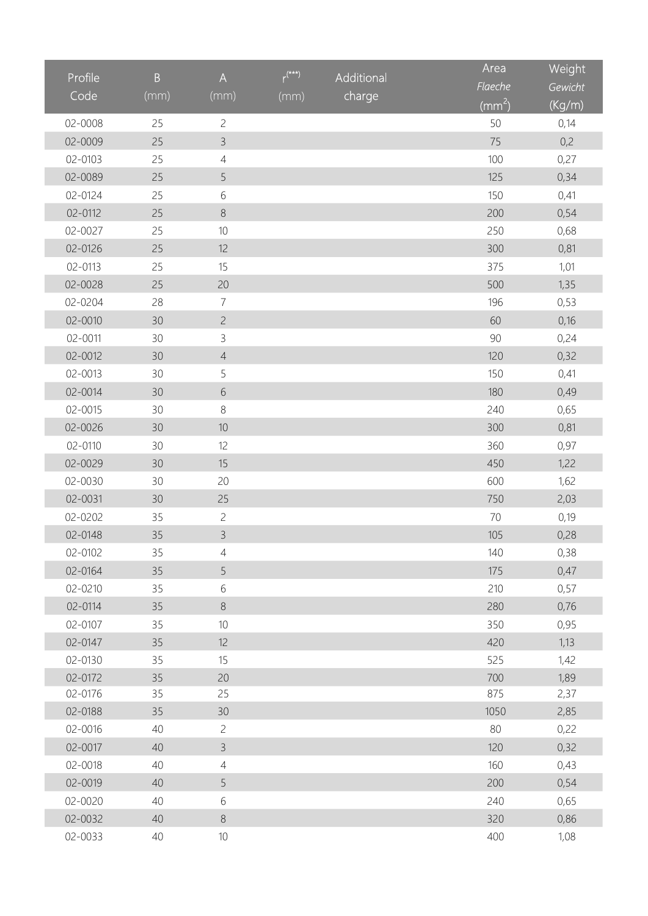| Profile Code | B (mm) | A (mm) | r(***) (mm) | Additional charge | Area *Flaeche* ($mm^2$) | Weight *Gewicht* (Kg/m) |
|---|---|---|---|---|---|---|
| 02-0008 | 25 | 2 | | | 50 | 0,14 |
| 02-0009 | 25 | 3 | | | 75 | 0,2 |
| 02-0103 | 25 | 4 | | | 100 | 0,27 |
| 02-0089 | 25 | 5 | | | 125 | 0,34 |
| 02-0124 | 25 | 6 | | | 150 | 0,41 |
| 02-0112 | 25 | 8 | | | 200 | 0,54 |
| 02-0027 | 25 | 10 | | | 250 | 0,68 |
| 02-0126 | 25 | 12 | | | 300 | 0,81 |
| 02-0113 | 25 | 15 | | | 375 | 1,01 |
| 02-0028 | 25 | 20 | | | 500 | 1,35 |
| 02-0204 | 28 | 7 | | | 196 | 0,53 |
| 02-0010 | 30 | 2 | | | 60 | 0,16 |
| 02-0011 | 30 | 3 | | | 90 | 0,24 |
| 02-0012 | 30 | 4 | | | 120 | 0,32 |
| 02-0013 | 30 | 5 | | | 150 | 0,41 |
| 02-0014 | 30 | 6 | | | 180 | 0,49 |
| 02-0015 | 30 | 8 | | | 240 | 0,65 |
| 02-0026 | 30 | 10 | | | 300 | 0,81 |
| 02-0110 | 30 | 12 | | | 360 | 0,97 |
| 02-0029 | 30 | 15 | | | 450 | 1,22 |
| 02-0030 | 30 | 20 | | | 600 | 1,62 |
| 02-0031 | 30 | 25 | | | 750 | 2,03 |
| 02-0202 | 35 | 2 | | | 70 | 0,19 |
| 02-0148 | 35 | 3 | | | 105 | 0,28 |
| 02-0102 | 35 | 4 | | | 140 | 0,38 |
| 02-0164 | 35 | 5 | | | 175 | 0,47 |
| 02-0210 | 35 | 6 | | | 210 | 0,57 |
| 02-0114 | 35 | 8 | | | 280 | 0,76 |
| 02-0107 | 35 | 10 | | | 350 | 0,95 |
| 02-0147 | 35 | 12 | | | 420 | 1,13 |
| 02-0130 | 35 | 15 | | | 525 | 1,42 |
| 02-0172 | 35 | 20 | | | 700 | 1,89 |
| 02-0176 | 35 | 25 | | | 875 | 2,37 |
| 02-0188 | 35 | 30 | | | 1050 | 2,85 |
| 02-0016 | 40 | 2 | | | 80 | 0,22 |
| 02-0017 | 40 | 3 | | | 120 | 0,32 |
| 02-0018 | 40 | 4 | | | 160 | 0,43 |
| 02-0019 | 40 | 5 | | | 200 | 0,54 |
| 02-0020 | 40 | 6 | | | 240 | 0,65 |
| 02-0032 | 40 | 8 | | | 320 | 0,86 |
| 02-0033 | 40 | 10 | | | 400 | 1,08 |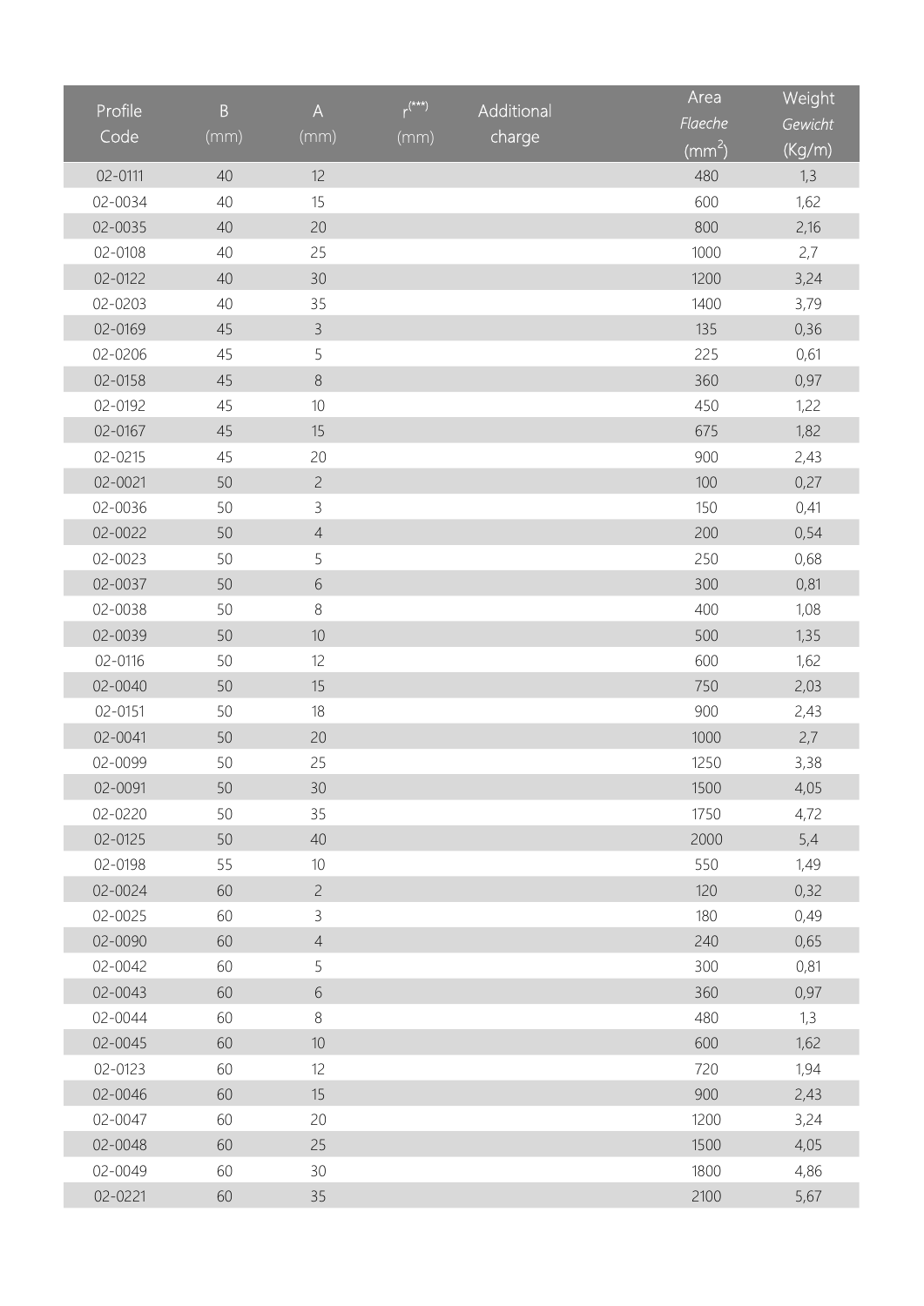| Profile Code | B (mm) | A (mm) | r[***] (mm) | Additional charge | Area *Flaeche* ($mm^2$) | Weight *Gewicht* (Kg/m) |
|---|---|---|---|---|---|---|
| 02-0111 | 40 | 12 | | | 480 | 1,3 |
| 02-0034 | 40 | 15 | | | 600 | 1,62 |
| 02-0035 | 40 | 20 | | | 800 | 2,16 |
| 02-0108 | 40 | 25 | | | 1000 | 2,7 |
| 02-0122 | 40 | 30 | | | 1200 | 3,24 |
| 02-0203 | 40 | 35 | | | 1400 | 3,79 |
| 02-0169 | 45 | 3 | | | 135 | 0,36 |
| 02-0206 | 45 | 5 | | | 225 | 0,61 |
| 02-0158 | 45 | 8 | | | 360 | 0,97 |
| 02-0192 | 45 | 10 | | | 450 | 1,22 |
| 02-0167 | 45 | 15 | | | 675 | 1,82 |
| 02-0215 | 45 | 20 | | | 900 | 2,43 |
| 02-0021 | 50 | 2 | | | 100 | 0,27 |
| 02-0036 | 50 | 3 | | | 150 | 0,41 |
| 02-0022 | 50 | 4 | | | 200 | 0,54 |
| 02-0023 | 50 | 5 | | | 250 | 0,68 |
| 02-0037 | 50 | 6 | | | 300 | 0,81 |
| 02-0038 | 50 | 8 | | | 400 | 1,08 |
| 02-0039 | 50 | 10 | | | 500 | 1,35 |
| 02-0116 | 50 | 12 | | | 600 | 1,62 |
| 02-0040 | 50 | 15 | | | 750 | 2,03 |
| 02-0151 | 50 | 18 | | | 900 | 2,43 |
| 02-0041 | 50 | 20 | | | 1000 | 2,7 |
| 02-0099 | 50 | 25 | | | 1250 | 3,38 |
| 02-0091 | 50 | 30 | | | 1500 | 4,05 |
| 02-0220 | 50 | 35 | | | 1750 | 4,72 |
| 02-0125 | 50 | 40 | | | 2000 | 5,4 |
| 02-0198 | 55 | 10 | | | 550 | 1,49 |
| 02-0024 | 60 | 2 | | | 120 | 0,32 |
| 02-0025 | 60 | 3 | | | 180 | 0,49 |
| 02-0090 | 60 | 4 | | | 240 | 0,65 |
| 02-0042 | 60 | 5 | | | 300 | 0,81 |
| 02-0043 | 60 | 6 | | | 360 | 0,97 |
| 02-0044 | 60 | 8 | | | 480 | 1,3 |
| 02-0045 | 60 | 10 | | | 600 | 1,62 |
| 02-0123 | 60 | 12 | | | 720 | 1,94 |
| 02-0046 | 60 | 15 | | | 900 | 2,43 |
| 02-0047 | 60 | 20 | | | 1200 | 3,24 |
| 02-0048 | 60 | 25 | | | 1500 | 4,05 |
| 02-0049 | 60 | 30 | | | 1800 | 4,86 |
| 02-0221 | 60 | 35 | | | 2100 | 5,67 |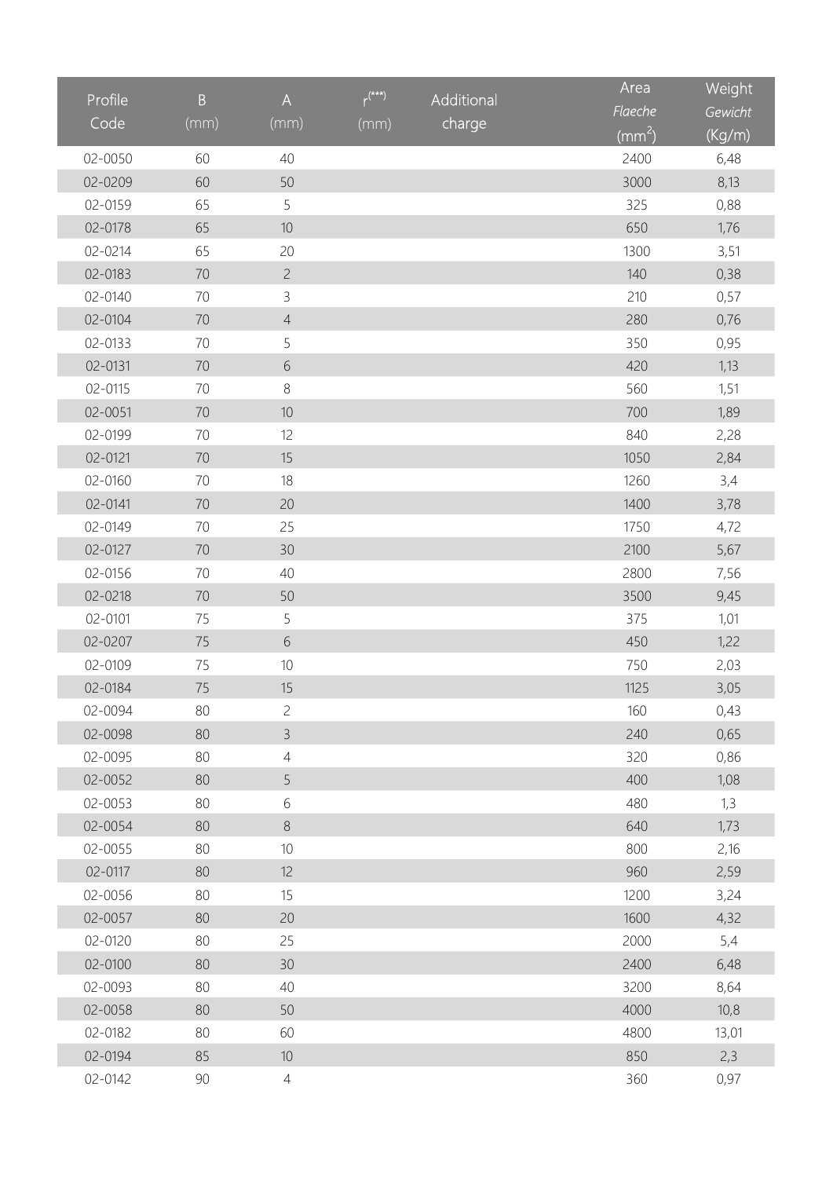| Profile Code | B (mm) | A (mm) | r(***) (mm) | Additional charge | Area *Flaeche* ($mm^2$) | Weight *Gewicht* (Kg/m) |
|---|---|---|---|---|---|---|
| 02-0050 | 60 | 40 | | | 2400 | 6,48 |
| 02-0209 | 60 | 50 | | | 3000 | 8,13 |
| 02-0159 | 65 | 5 | | | 325 | 0,88 |
| 02-0178 | 65 | 10 | | | 650 | 1,76 |
| 02-0214 | 65 | 20 | | | 1300 | 3,51 |
| 02-0183 | 70 | 2 | | | 140 | 0,38 |
| 02-0140 | 70 | 3 | | | 210 | 0,57 |
| 02-0104 | 70 | 4 | | | 280 | 0,76 |
| 02-0133 | 70 | 5 | | | 350 | 0,95 |
| 02-0131 | 70 | 6 | | | 420 | 1,13 |
| 02-0115 | 70 | 8 | | | 560 | 1,51 |
| 02-0051 | 70 | 10 | | | 700 | 1,89 |
| 02-0199 | 70 | 12 | | | 840 | 2,28 |
| 02-0121 | 70 | 15 | | | 1050 | 2,84 |
| 02-0160 | 70 | 18 | | | 1260 | 3,4 |
| 02-0141 | 70 | 20 | | | 1400 | 3,78 |
| 02-0149 | 70 | 25 | | | 1750 | 4,72 |
| 02-0127 | 70 | 30 | | | 2100 | 5,67 |
| 02-0156 | 70 | 40 | | | 2800 | 7,56 |
| 02-0218 | 70 | 50 | | | 3500 | 9,45 |
| 02-0101 | 75 | 5 | | | 375 | 1,01 |
| 02-0207 | 75 | 6 | | | 450 | 1,22 |
| 02-0109 | 75 | 10 | | | 750 | 2,03 |
| 02-0184 | 75 | 15 | | | 1125 | 3,05 |
| 02-0094 | 80 | 2 | | | 160 | 0,43 |
| 02-0098 | 80 | 3 | | | 240 | 0,65 |
| 02-0095 | 80 | 4 | | | 320 | 0,86 |
| 02-0052 | 80 | 5 | | | 400 | 1,08 |
| 02-0053 | 80 | 6 | | | 480 | 1,3 |
| 02-0054 | 80 | 8 | | | 640 | 1,73 |
| 02-0055 | 80 | 10 | | | 800 | 2,16 |
| 02-0117 | 80 | 12 | | | 960 | 2,59 |
| 02-0056 | 80 | 15 | | | 1200 | 3,24 |
| 02-0057 | 80 | 20 | | | 1600 | 4,32 |
| 02-0120 | 80 | 25 | | | 2000 | 5,4 |
| 02-0100 | 80 | 30 | | | 2400 | 6,48 |
| 02-0093 | 80 | 40 | | | 3200 | 8,64 |
| 02-0058 | 80 | 50 | | | 4000 | 10,8 |
| 02-0182 | 80 | 60 | | | 4800 | 13,01 |
| 02-0194 | 85 | 10 | | | 850 | 2,3 |
| 02-0142 | 90 | 4 | | | 360 | 0,97 |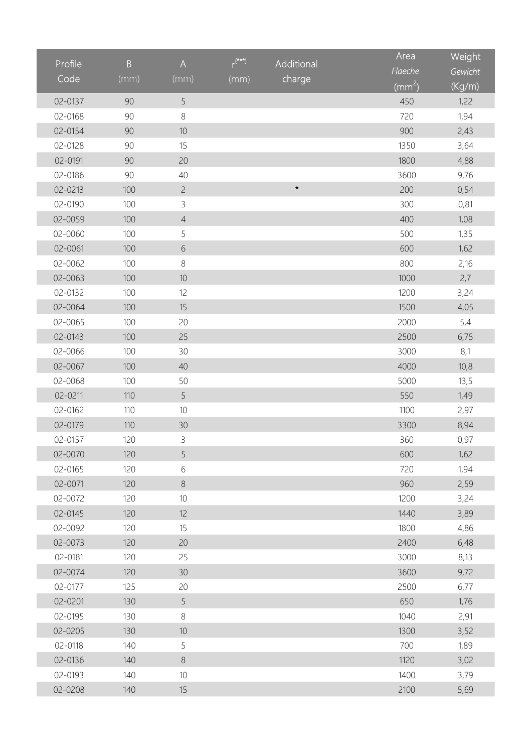| Profile Code | B (mm) | A (mm) | r(***) (mm) | Additional charge | Area *Flaeche* (mm²) | Weight *Gewicht* (Kg/m) |
|---|---|---|---|---|---|---|
| 02-0137 | 90 | 5 | | | 450 | 1,22 |
| 02-0168 | 90 | 8 | | | 720 | 1,94 |
| 02-0154 | 90 | 10 | | | 900 | 2,43 |
| 02-0128 | 90 | 15 | | | 1350 | 3,64 |
| 02-0191 | 90 | 20 | | | 1800 | 4,88 |
| 02-0186 | 90 | 40 | | | 3600 | 9,76 |
| 02-0213 | 100 | 2 | | * | 200 | 0,54 |
| 02-0190 | 100 | 3 | | | 300 | 0,81 |
| 02-0059 | 100 | 4 | | | 400 | 1,08 |
| 02-0060 | 100 | 5 | | | 500 | 1,35 |
| 02-0061 | 100 | 6 | | | 600 | 1,62 |
| 02-0062 | 100 | 8 | | | 800 | 2,16 |
| 02-0063 | 100 | 10 | | | 1000 | 2,7 |
| 02-0132 | 100 | 12 | | | 1200 | 3,24 |
| 02-0064 | 100 | 15 | | | 1500 | 4,05 |
| 02-0065 | 100 | 20 | | | 2000 | 5,4 |
| 02-0143 | 100 | 25 | | | 2500 | 6,75 |
| 02-0066 | 100 | 30 | | | 3000 | 8,1 |
| 02-0067 | 100 | 40 | | | 4000 | 10,8 |
| 02-0068 | 100 | 50 | | | 5000 | 13,5 |
| 02-0211 | 110 | 5 | | | 550 | 1,49 |
| 02-0162 | 110 | 10 | | | 1100 | 2,97 |
| 02-0179 | 110 | 30 | | | 3300 | 8,94 |
| 02-0157 | 120 | 3 | | | 360 | 0,97 |
| 02-0070 | 120 | 5 | | | 600 | 1,62 |
| 02-0165 | 120 | 6 | | | 720 | 1,94 |
| 02-0071 | 120 | 8 | | | 960 | 2,59 |
| 02-0072 | 120 | 10 | | | 1200 | 3,24 |
| 02-0145 | 120 | 12 | | | 1440 | 3,89 |
| 02-0092 | 120 | 15 | | | 1800 | 4,86 |
| 02-0073 | 120 | 20 | | | 2400 | 6,48 |
| 02-0181 | 120 | 25 | | | 3000 | 8,13 |
| 02-0074 | 120 | 30 | | | 3600 | 9,72 |
| 02-0177 | 125 | 20 | | | 2500 | 6,77 |
| 02-0201 | 130 | 5 | | | 650 | 1,76 |
| 02-0195 | 130 | 8 | | | 1040 | 2,91 |
| 02-0205 | 130 | 10 | | | 1300 | 3,52 |
| 02-0118 | 140 | 5 | | | 700 | 1,89 |
| 02-0136 | 140 | 8 | | | 1120 | 3,02 |
| 02-0193 | 140 | 10 | | | 1400 | 3,79 |
| 02-0208 | 140 | 15 | | | 2100 | 5,69 |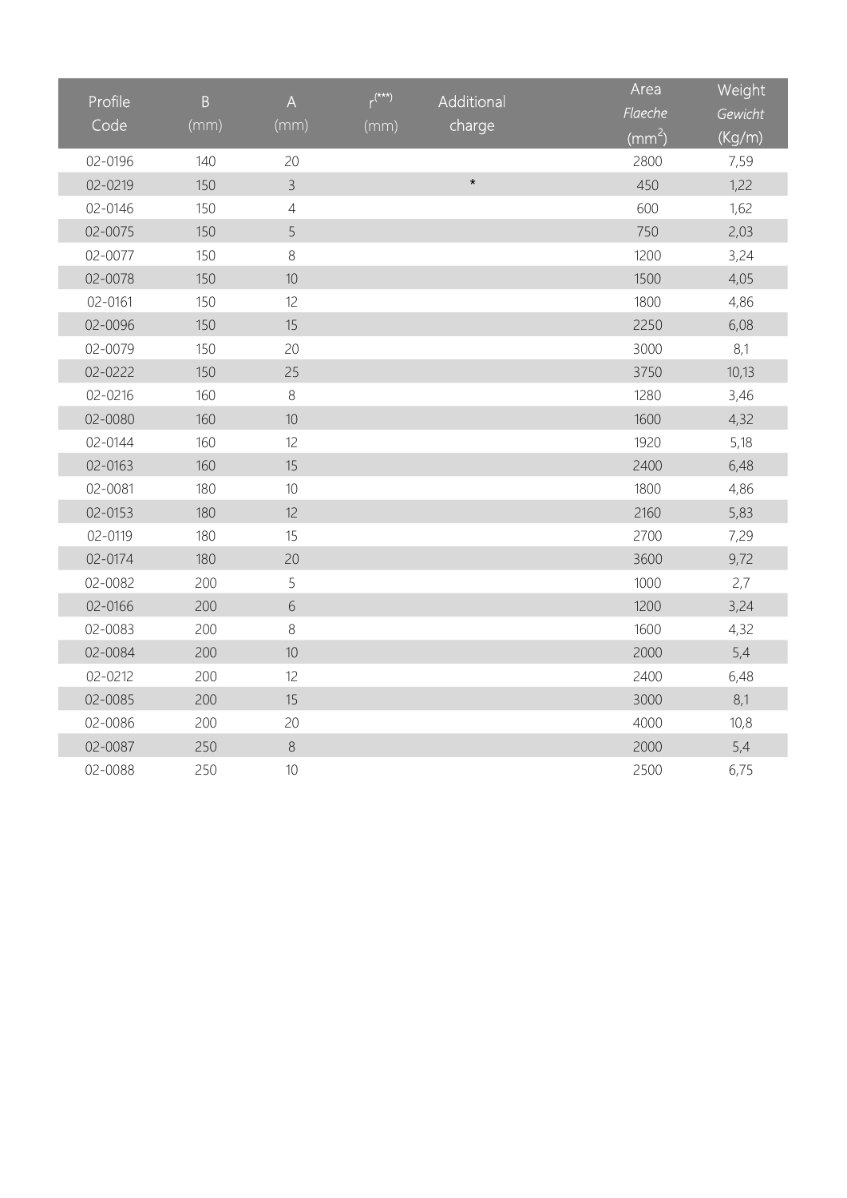| Profile Code | B (mm) | A (mm) | r[***] (mm) | Additional charge | Area *Flaeche* ($mm^2$) | Weight *Gewicht* (Kg/m) |
|---|---|---|---|---|---|---|
| 02-0196 | 140 | 20 | | | 2800 | 7,59 |
| 02-0219 | 150 | 3 | | * | 450 | 1,22 |
| 02-0146 | 150 | 4 | | | 600 | 1,62 |
| 02-0075 | 150 | 5 | | | 750 | 2,03 |
| 02-0077 | 150 | 8 | | | 1200 | 3,24 |
| 02-0078 | 150 | 10 | | | 1500 | 4,05 |
| 02-0161 | 150 | 12 | | | 1800 | 4,86 |
| 02-0096 | 150 | 15 | | | 2250 | 6,08 |
| 02-0079 | 150 | 20 | | | 3000 | 8,1 |
| 02-0222 | 150 | 25 | | | 3750 | 10,13 |
| 02-0216 | 160 | 8 | | | 1280 | 3,46 |
| 02-0080 | 160 | 10 | | | 1600 | 4,32 |
| 02-0144 | 160 | 12 | | | 1920 | 5,18 |
| 02-0163 | 160 | 15 | | | 2400 | 6,48 |
| 02-0081 | 180 | 10 | | | 1800 | 4,86 |
| 02-0153 | 180 | 12 | | | 2160 | 5,83 |
| 02-0119 | 180 | 15 | | | 2700 | 7,29 |
| 02-0174 | 180 | 20 | | | 3600 | 9,72 |
| 02-0082 | 200 | 5 | | | 1000 | 2,7 |
| 02-0166 | 200 | 6 | | | 1200 | 3,24 |
| 02-0083 | 200 | 8 | | | 1600 | 4,32 |
| 02-0084 | 200 | 10 | | | 2000 | 5,4 |
| 02-0212 | 200 | 12 | | | 2400 | 6,48 |
| 02-0085 | 200 | 15 | | | 3000 | 8,1 |
| 02-0086 | 200 | 20 | | | 4000 | 10,8 |
| 02-0087 | 250 | 8 | | | 2000 | 5,4 |
| 02-0088 | 250 | 10 | | | 2500 | 6,75 |